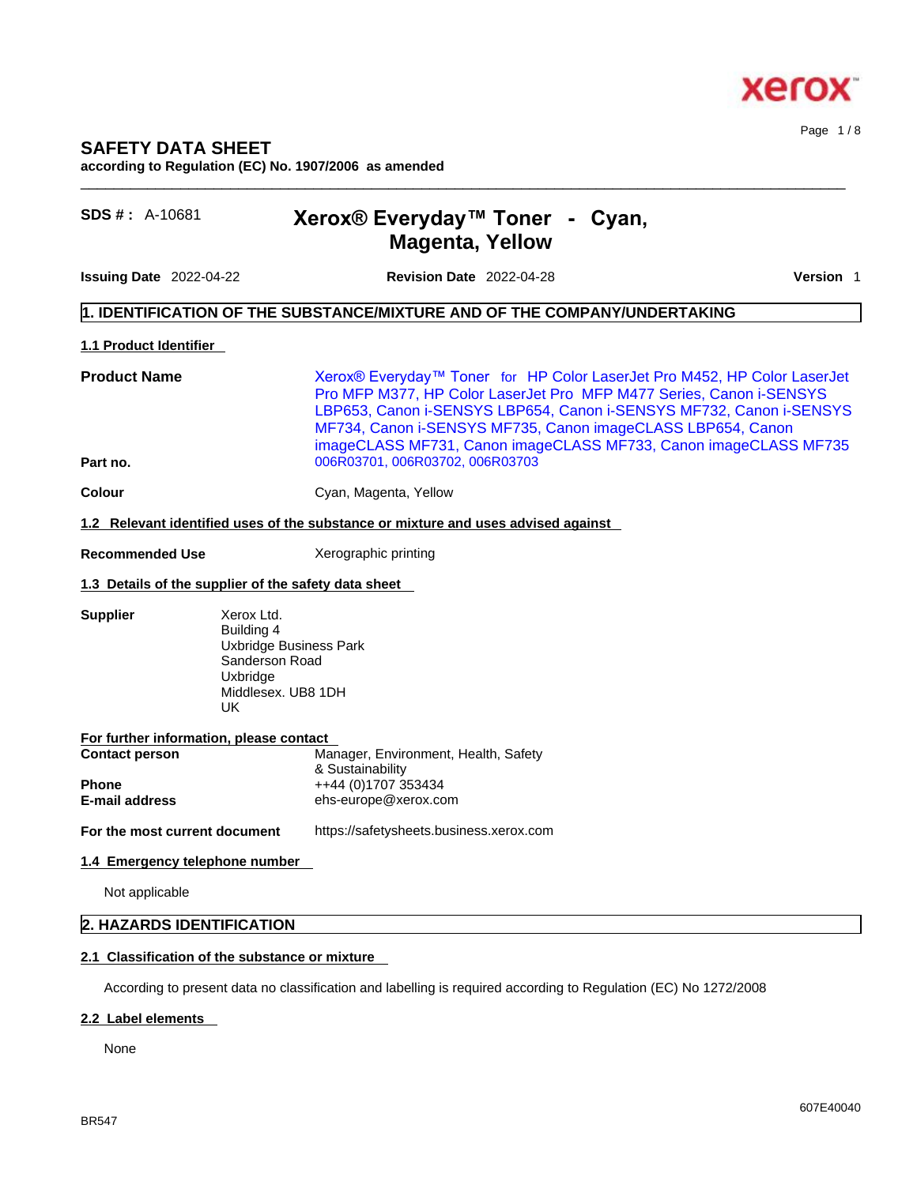# SAFETY DATA SHEET

**according to Regulation (EC) No. 1907/2006 as amended**

**SDS # :** A-10681

## Xerox® Everyday™ Toner - Cyan, Magenta, Yellow

**Issuing Date** 2022-04-22 **Revision Date** 2022-04-28 **Version** 1

## 1. IDENTIFICATION OF THE SUBSTANCE/MIXTURE AND OF THE COMPANY/UNDERTAKING

### 1.1 Product Identifier

**Product Name** Xerox® Everyday™ Toner for HP Color LaserJet Pro M452, HP Color LaserJet Pro MFP M377, HP Color LaserJet Pro MFP M477 Series, Canon i-SENSYS LBP653, Canon i-SENSYS LBP654, Canon i-SENSYS MF732, Canon i-SENSYS MF734, Canon i-SENSYS MF735, Canon imageCLASS LBP654, Canon imageCLASS MF731, Canon imageCLASS MF733, Canon imageCLASS MF735

**Part no.** 006R03701, 006R03702, 006R03703

**Colour** Cyan, Magenta, Yellow

### 1.2 Relevant identified uses of the substance or mixture and uses advised against

**Recommended Use** Xerographic printing

### 1.3 Details of the supplier of the safety data sheet

**Supplier**
Xerox Ltd.
Building 4
Uxbridge Business Park
Sanderson Road
Uxbridge
Middlesex. UB8 1DH
UK

**For further information, please contact**

**Contact person** Manager, Environment, Health, Safety & Sustainability
**Phone** ++44 (0)1707 353434
**E-mail address** ehs-europe@xerox.com

**For the most current document** https://safetysheets.business.xerox.com

### 1.4 Emergency telephone number

Not applicable

## 2. HAZARDS IDENTIFICATION

### 2.1 Classification of the substance or mixture

According to present data no classification and labelling is required according to Regulation (EC) No 1272/2008

### 2.2 Label elements

None

BR547

607E40040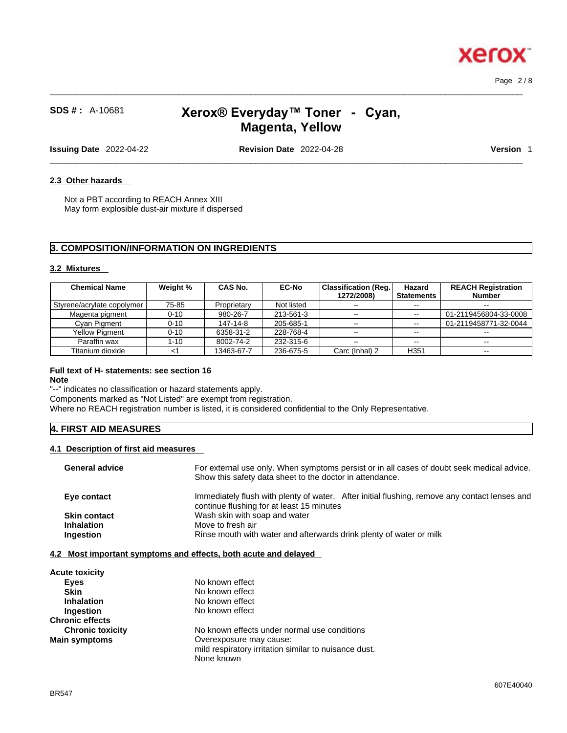#### 2.3 Other hazards

Not a PBT according to REACH Annex XIII
May form explosible dust-air mixture if dispersed

## 3. COMPOSITION/INFORMATION ON INGREDIENTS

#### 3.2 Mixtures

| Chemical Name | Weight % | CAS No. | EC-No | Classification (Reg. 1272/2008) | Hazard Statements | REACH Registration Number |
|---|---|---|---|---|---|---|
| Styrene/acrylate copolymer | 75-85 | Proprietary | Not listed | -- | -- | -- |
| Magenta pigment | 0-10 | 980-26-7 | 213-561-3 | -- | -- | 01-2119456804-33-0008 |
| Cyan Pigment | 0-10 | 147-14-8 | 205-685-1 | -- | -- | 01-2119458771-32-0044 |
| Yellow Pigment | 0-10 | 6358-31-2 | 228-768-4 | -- | -- | -- |
| Paraffin wax | 1-10 | 8002-74-2 | 232-315-6 | -- | -- | -- |
| Titanium dioxide | <1 | 13463-67-7 | 236-675-5 | Carc (Inhal) 2 | H351 | -- |

**Full text of H- statements: see section 16**

**Note**

"--" indicates no classification or hazard statements apply.
Components marked as "Not Listed" are exempt from registration.
Where no REACH registration number is listed, it is considered confidential to the Only Representative.

## 4. FIRST AID MEASURES

#### 4.1 Description of first aid measures

**General advice** — For external use only. When symptoms persist or in all cases of doubt seek medical advice. Show this safety data sheet to the doctor in attendance.

**Eye contact** — Immediately flush with plenty of water. After initial flushing, remove any contact lenses and continue flushing for at least 15 minutes

**Skin contact** — Wash skin with soap and water

**Inhalation** — Move to fresh air

**Ingestion** — Rinse mouth with water and afterwards drink plenty of water or milk

#### 4.2 Most important symptoms and effects, both acute and delayed

**Acute toxicity**

- **Eyes** — No known effect
- **Skin** — No known effect
- **Inhalation** — No known effect
- **Ingestion** — No known effect

**Chronic effects**

- **Chronic toxicity** — No known effects under normal use conditions

**Main symptoms** — Overexposure may cause:
mild respiratory irritation similar to nuisance dust.
None known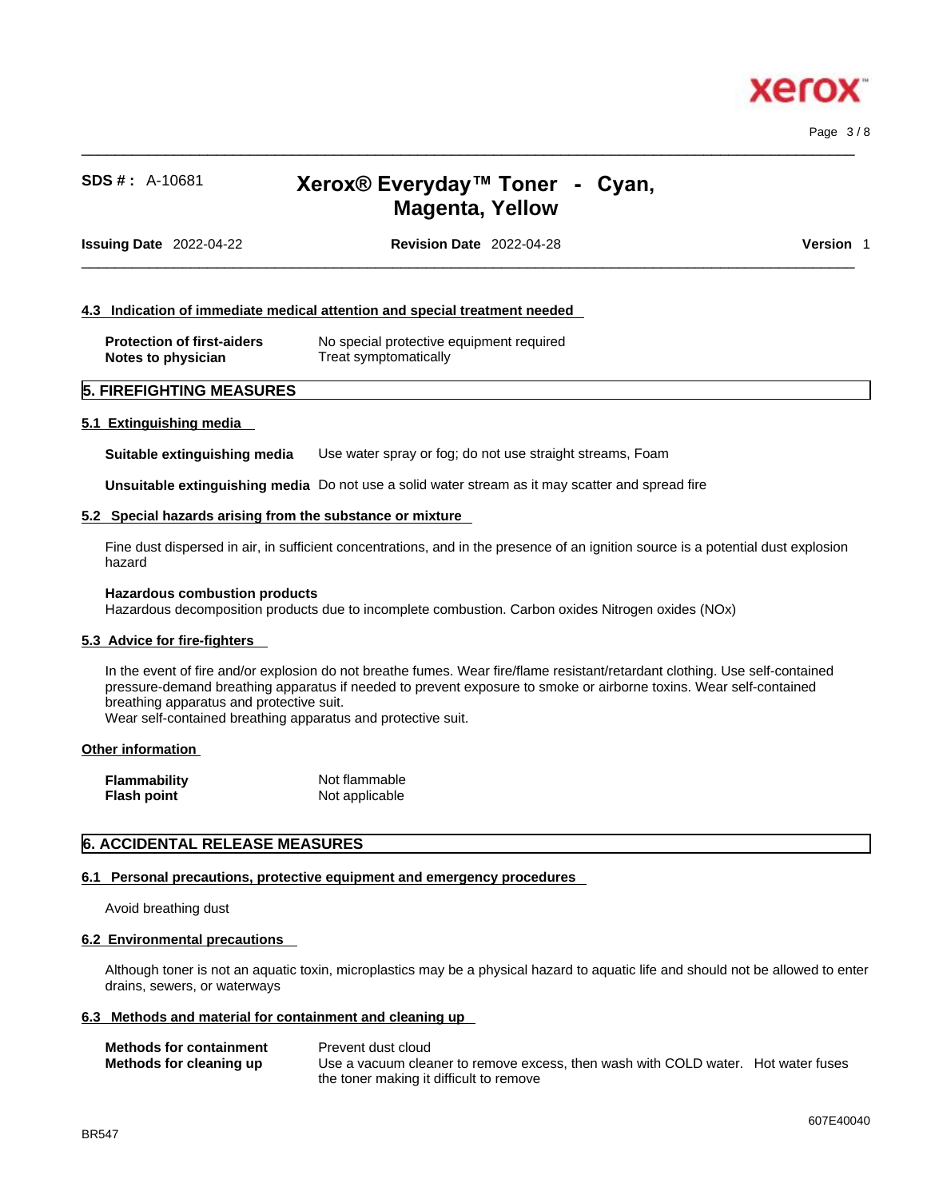#### 4.3 Indication of immediate medical attention and special treatment needed

| | |
|---|---|
| **Protection of first-aiders** | No special protective equipment required |
| **Notes to physician** | Treat symptomatically |

## 5. FIREFIGHTING MEASURES

#### 5.1 Extinguishing media

**Suitable extinguishing media** Use water spray or fog; do not use straight streams, Foam

**Unsuitable extinguishing media** Do not use a solid water stream as it may scatter and spread fire

#### 5.2 Special hazards arising from the substance or mixture

Fine dust dispersed in air, in sufficient concentrations, and in the presence of an ignition source is a potential dust explosion hazard

**Hazardous combustion products**
Hazardous decomposition products due to incomplete combustion. Carbon oxides Nitrogen oxides (NOx)

#### 5.3 Advice for fire-fighters

In the event of fire and/or explosion do not breathe fumes. Wear fire/flame resistant/retardant clothing. Use self-contained pressure-demand breathing apparatus if needed to prevent exposure to smoke or airborne toxins. Wear self-contained breathing apparatus and protective suit.
Wear self-contained breathing apparatus and protective suit.

#### Other information

| | |
|---|---|
| **Flammability** | Not flammable |
| **Flash point** | Not applicable |

## 6. ACCIDENTAL RELEASE MEASURES

#### 6.1 Personal precautions, protective equipment and emergency procedures

Avoid breathing dust

#### 6.2 Environmental precautions

Although toner is not an aquatic toxin, microplastics may be a physical hazard to aquatic life and should not be allowed to enter drains, sewers, or waterways

#### 6.3 Methods and material for containment and cleaning up

| | |
|---|---|
| **Methods for containment** | Prevent dust cloud |
| **Methods for cleaning up** | Use a vacuum cleaner to remove excess, then wash with COLD water. Hot water fuses the toner making it difficult to remove |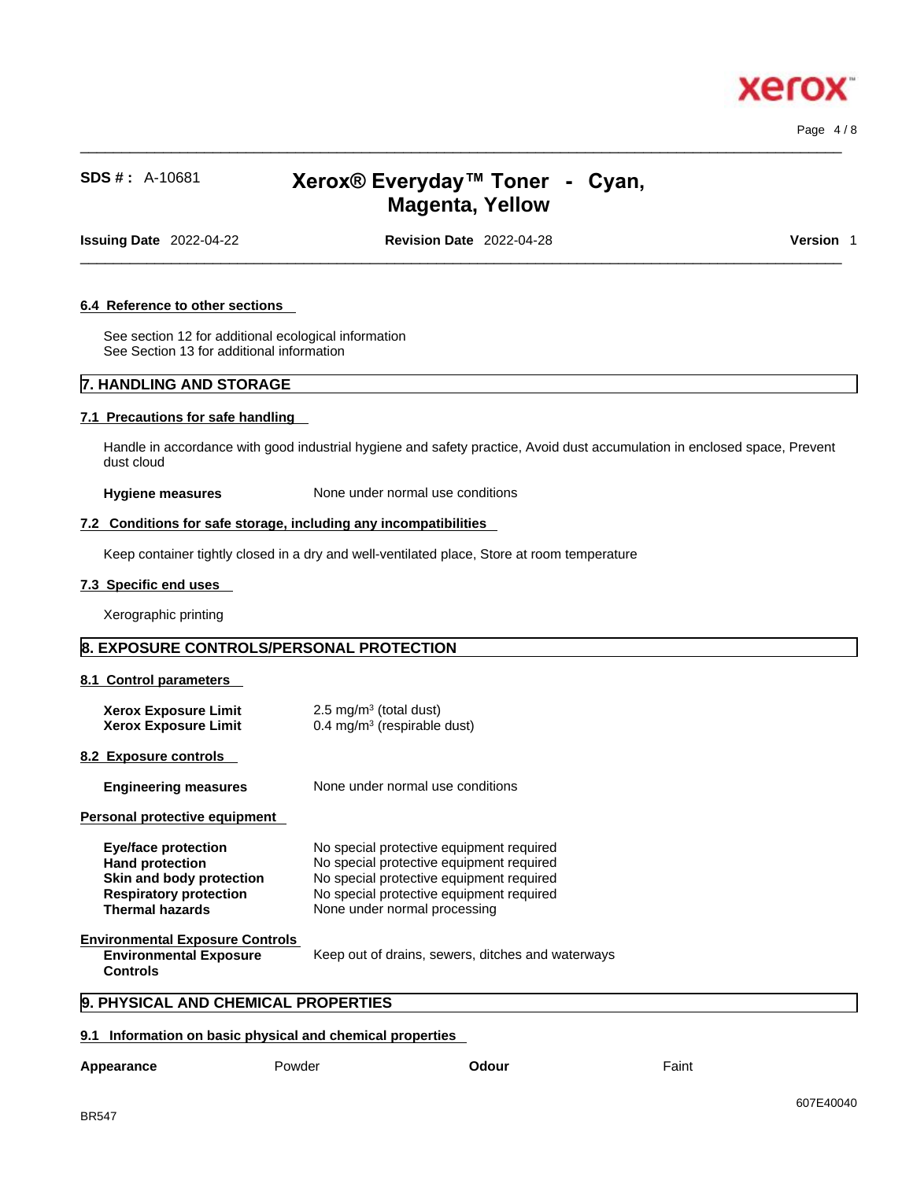#### 6.4 Reference to other sections

See section 12 for additional ecological information
See Section 13 for additional information

## 7. HANDLING AND STORAGE

#### 7.1 Precautions for safe handling

Handle in accordance with good industrial hygiene and safety practice, Avoid dust accumulation in enclosed space, Prevent dust cloud

**Hygiene measures** None under normal use conditions

#### 7.2 Conditions for safe storage, including any incompatibilities

Keep container tightly closed in a dry and well-ventilated place, Store at room temperature

#### 7.3 Specific end uses

Xerographic printing

## 8. EXPOSURE CONTROLS/PERSONAL PROTECTION

#### 8.1 Control parameters

| | |
|---|---|
| **Xerox Exposure Limit** | 2.5 mg/m$^3$ (total dust) |
| **Xerox Exposure Limit** | 0.4 mg/m$^3$ (respirable dust) |

#### 8.2 Exposure controls

**Engineering measures** None under normal use conditions

#### Personal protective equipment

| | |
|---|---|
| **Eye/face protection** | No special protective equipment required |
| **Hand protection** | No special protective equipment required |
| **Skin and body protection** | No special protective equipment required |
| **Respiratory protection** | No special protective equipment required |
| **Thermal hazards** | None under normal processing |

#### Environmental Exposure Controls

**Environmental Exposure Controls** Keep out of drains, sewers, ditches and waterways

## 9. PHYSICAL AND CHEMICAL PROPERTIES

#### 9.1 Information on basic physical and chemical properties

| | | | |
|---|---|---|---|
| **Appearance** | Powder | **Odour** | Faint |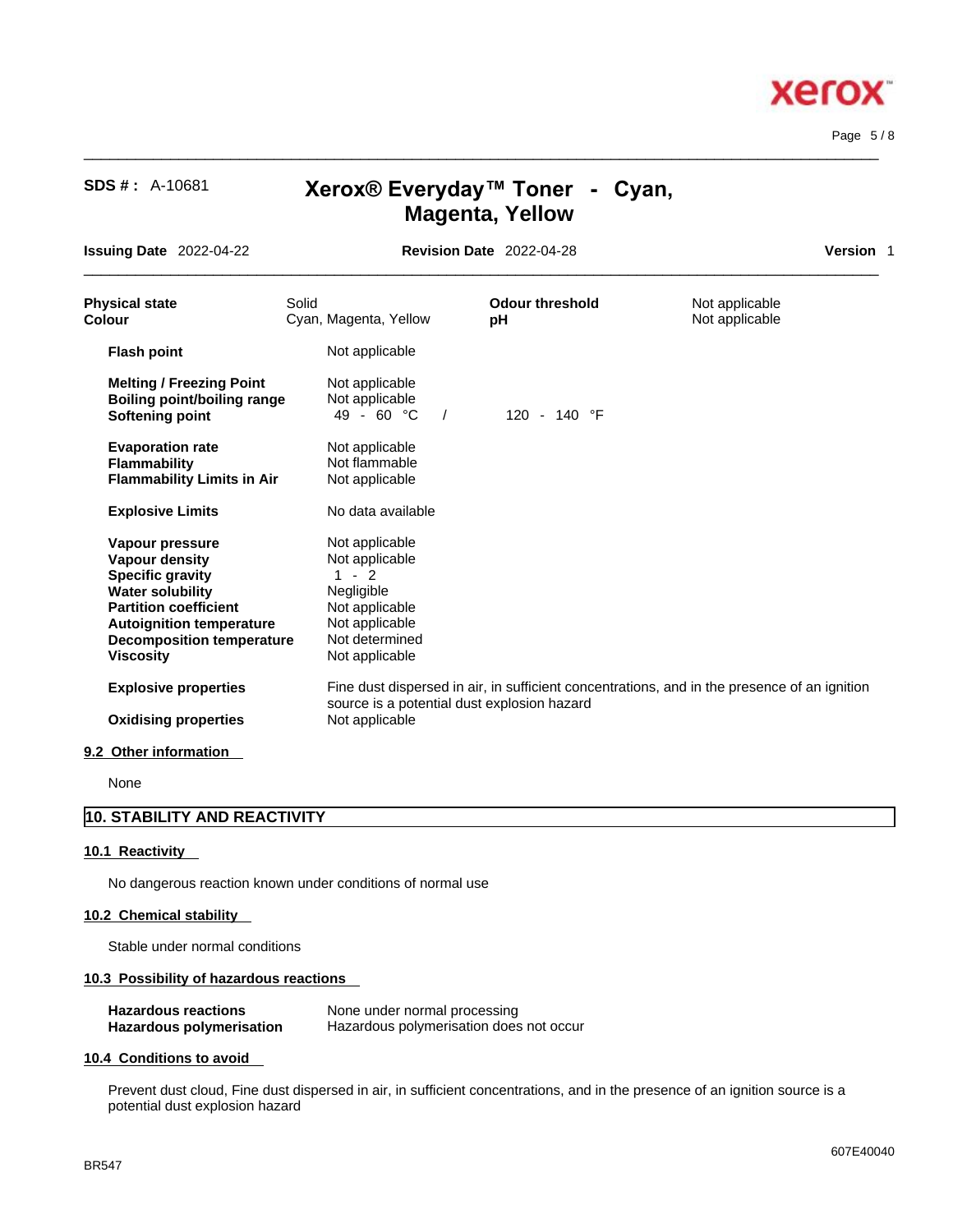| | | | |
|---|---|---|---|
| **Physical state** | Solid | **Odour threshold** | Not applicable |
| **Colour** | Cyan, Magenta, Yellow | **pH** | Not applicable |

| | | |
|---|---|---|
| **Flash point** | Not applicable | |
| **Melting / Freezing Point** | Not applicable | |
| **Boiling point/boiling range** | Not applicable | |
| **Softening point** | 49 - 60 °C / | 120 - 140 °F |
| **Evaporation rate** | Not applicable | |
| **Flammability** | Not flammable | |
| **Flammability Limits in Air** | Not applicable | |
| **Explosive Limits** | No data available | |
| **Vapour pressure** | Not applicable | |
| **Vapour density** | Not applicable | |
| **Specific gravity** | 1 - 2 | |
| **Water solubility** | Negligible | |
| **Partition coefficient** | Not applicable | |
| **Autoignition temperature** | Not applicable | |
| **Decomposition temperature** | Not determined | |
| **Viscosity** | Not applicable | |
| **Explosive properties** | Fine dust dispersed in air, in sufficient concentrations, and in the presence of an ignition source is a potential dust explosion hazard | |
| **Oxidising properties** | Not applicable | |

### 9.2 Other information

None

## 10. STABILITY AND REACTIVITY

### 10.1 Reactivity

No dangerous reaction known under conditions of normal use

### 10.2 Chemical stability

Stable under normal conditions

### 10.3 Possibility of hazardous reactions

| | |
|---|---|
| **Hazardous reactions** | None under normal processing |
| **Hazardous polymerisation** | Hazardous polymerisation does not occur |

### 10.4 Conditions to avoid

Prevent dust cloud, Fine dust dispersed in air, in sufficient concentrations, and in the presence of an ignition source is a potential dust explosion hazard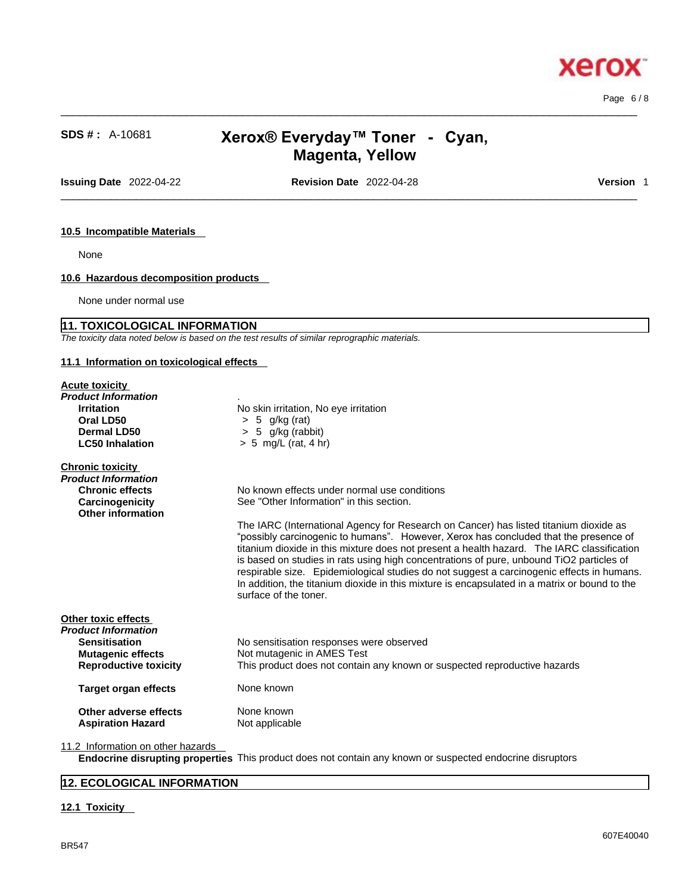### 10.5 Incompatible Materials

None

### 10.6 Hazardous decomposition products

None under normal use

## 11. TOXICOLOGICAL INFORMATION

*The toxicity data noted below is based on the test results of similar reprographic materials.*

### 11.1 Information on toxicological effects

**Acute toxicity**

*Product Information*

| | |
|---|---|
| **Irritation** | No skin irritation, No eye irritation |
| **Oral LD50** | > 5 g/kg (rat) |
| **Dermal LD50** | > 5 g/kg (rabbit) |
| **LC50 Inhalation** | > 5 mg/L (rat, 4 hr) |

**Chronic toxicity**

*Product Information*

| | |
|---|---|
| **Chronic effects** | No known effects under normal use conditions |
| **Carcinogenicity** | See "Other Information" in this section. |
| **Other information** | |

The IARC (International Agency for Research on Cancer) has listed titanium dioxide as "possibly carcinogenic to humans". However, Xerox has concluded that the presence of titanium dioxide in this mixture does not present a health hazard. The IARC classification is based on studies in rats using high concentrations of pure, unbound $TiO_2$ particles of respirable size. Epidemiological studies do not suggest a carcinogenic effects in humans. In addition, the titanium dioxide in this mixture is encapsulated in a matrix or bound to the surface of the toner.

**Other toxic effects**

*Product Information*

| | |
|---|---|
| **Sensitisation** | No sensitisation responses were observed |
| **Mutagenic effects** | Not mutagenic in AMES Test |
| **Reproductive toxicity** | This product does not contain any known or suspected reproductive hazards |
| **Target organ effects** | None known |
| **Other adverse effects** | None known |
| **Aspiration Hazard** | Not applicable |

### 11.2 Information on other hazards

**Endocrine disrupting properties** This product does not contain any known or suspected endocrine disruptors

## 12. ECOLOGICAL INFORMATION

### 12.1 Toxicity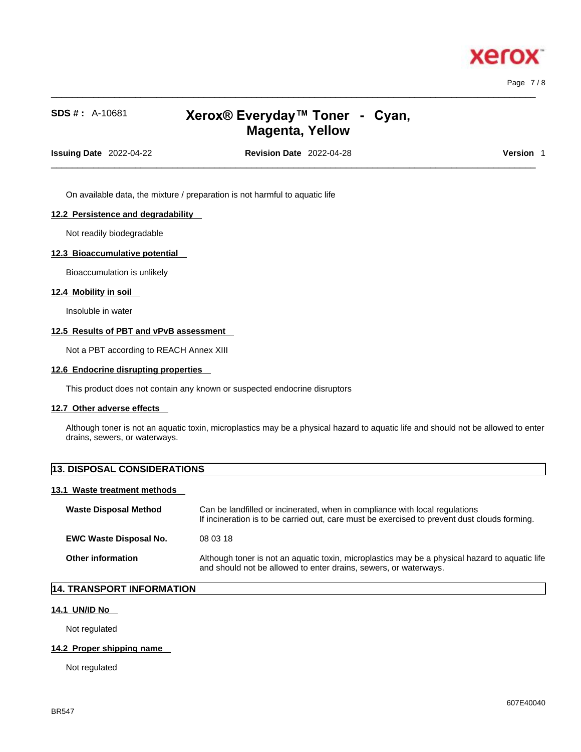On available data, the mixture / preparation is not harmful to aquatic life

### 12.2 Persistence and degradability

Not readily biodegradable

### 12.3 Bioaccumulative potential

Bioaccumulation is unlikely

### 12.4 Mobility in soil

Insoluble in water

### 12.5 Results of PBT and vPvB assessment

Not a PBT according to REACH Annex XIII

### 12.6 Endocrine disrupting properties

This product does not contain any known or suspected endocrine disruptors

### 12.7 Other adverse effects

Although toner is not an aquatic toxin, microplastics may be a physical hazard to aquatic life and should not be allowed to enter drains, sewers, or waterways.

## 13. DISPOSAL CONSIDERATIONS

### 13.1 Waste treatment methods

| | |
|---|---|
| **Waste Disposal Method** | Can be landfilled or incinerated, when in compliance with local regulations<br>If incineration is to be carried out, care must be exercised to prevent dust clouds forming. |
| **EWC Waste Disposal No.** | 08 03 18 |
| **Other information** | Although toner is not an aquatic toxin, microplastics may be a physical hazard to aquatic life and should not be allowed to enter drains, sewers, or waterways. |

## 14. TRANSPORT INFORMATION

### 14.1 UN/ID No

Not regulated

### 14.2 Proper shipping name

Not regulated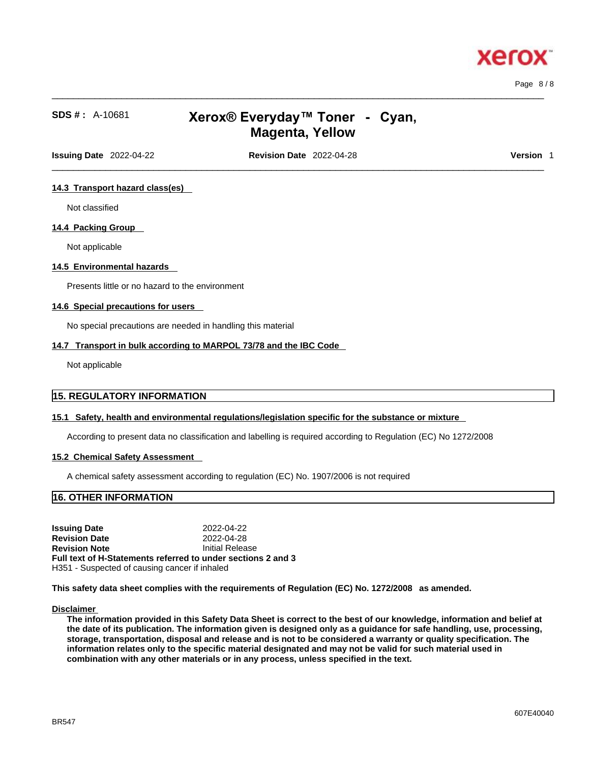#### 14.3 Transport hazard class(es)

Not classified

#### 14.4 Packing Group

Not applicable

#### 14.5 Environmental hazards

Presents little or no hazard to the environment

#### 14.6 Special precautions for users

No special precautions are needed in handling this material

#### 14.7 Transport in bulk according to MARPOL 73/78 and the IBC Code

Not applicable

## 15. REGULATORY INFORMATION

#### 15.1 Safety, health and environmental regulations/legislation specific for the substance or mixture

According to present data no classification and labelling is required according to Regulation (EC) No 1272/2008

#### 15.2 Chemical Safety Assessment

A chemical safety assessment according to regulation (EC) No. 1907/2006 is not required

## 16. OTHER INFORMATION

**Issuing Date** 2022-04-22
**Revision Date** 2022-04-28
**Revision Note** Initial Release
**Full text of H-Statements referred to under sections 2 and 3**
H351 - Suspected of causing cancer if inhaled

**This safety data sheet complies with the requirements of Regulation (EC) No. 1272/2008 as amended.**

**Disclaimer**

**The information provided in this Safety Data Sheet is correct to the best of our knowledge, information and belief at the date of its publication. The information given is designed only as a guidance for safe handling, use, processing, storage, transportation, disposal and release and is not to be considered a warranty or quality specification. The information relates only to the specific material designated and may not be valid for such material used in combination with any other materials or in any process, unless specified in the text.**